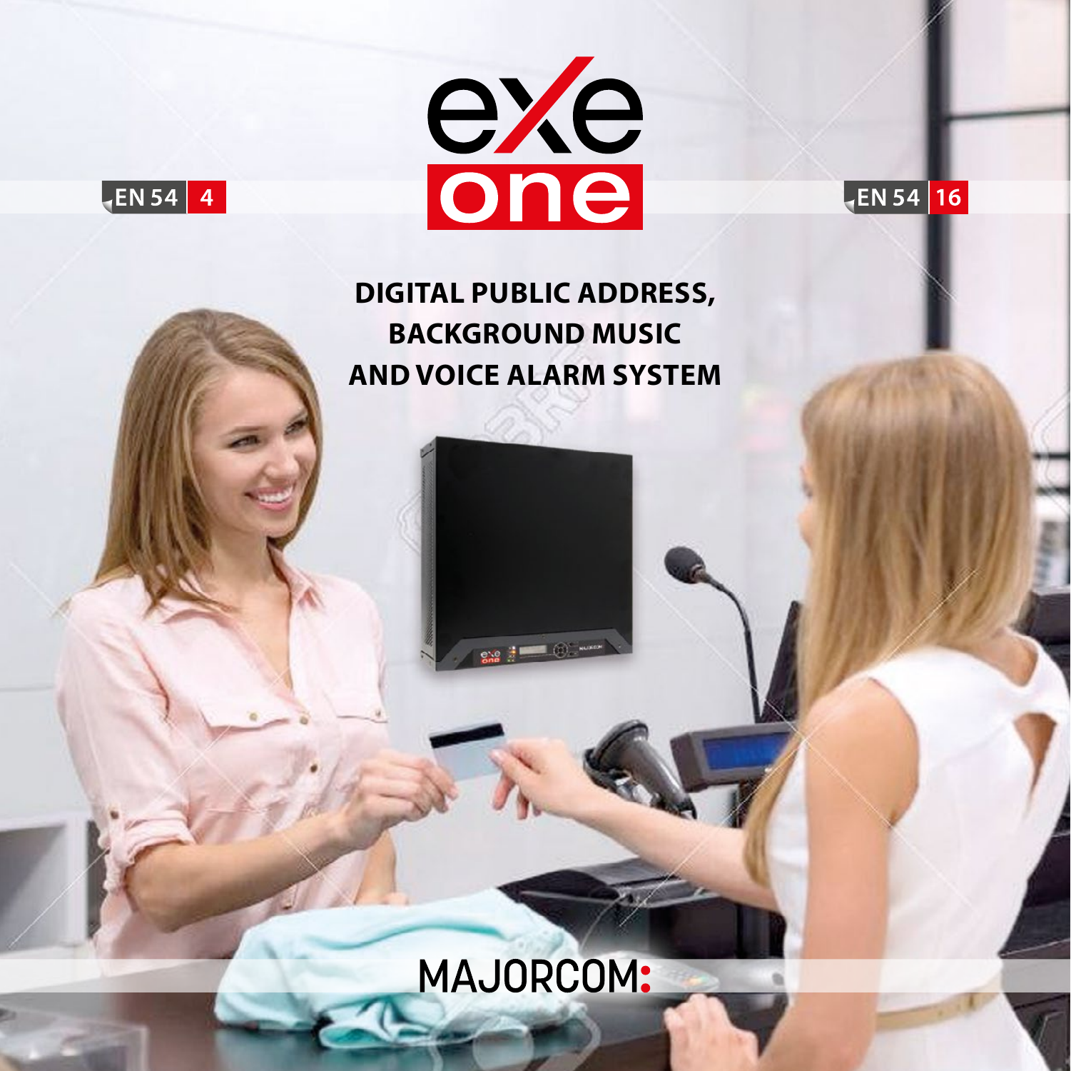EN 54 | 4

# exe one

EN 54 | 16

## DIGITAL PUBLIC ADDRESS, BACKGROUND MUSIC AND VOICE ALARM SYSTEM

MAJORCOM: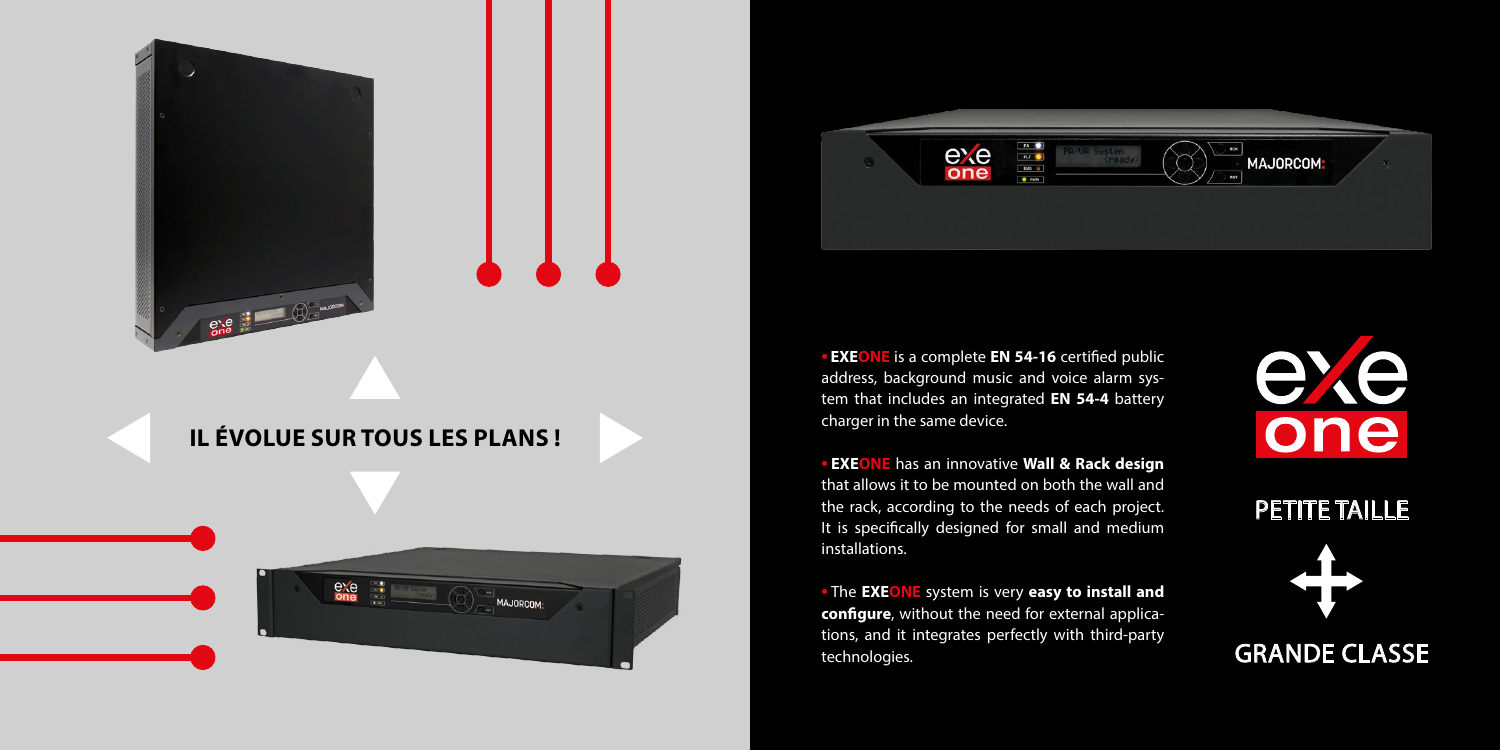## IL ÉVOLUE SUR TOUS LES PLANS !

- **EXEONE** is a complete **EN 54-16** certified public address, background music and voice alarm system that includes an integrated **EN 54-4** battery charger in the same device.
- **EXEONE** has an innovative **Wall & Rack design** that allows it to be mounted on both the wall and the rack, according to the needs of each project. It is specifically designed for small and medium installations.
- The **EXEONE** system is very **easy to install and configure**, without the need for external applications, and it integrates perfectly with third-party technologies.

PETITE TAILLE

GRANDE CLASSE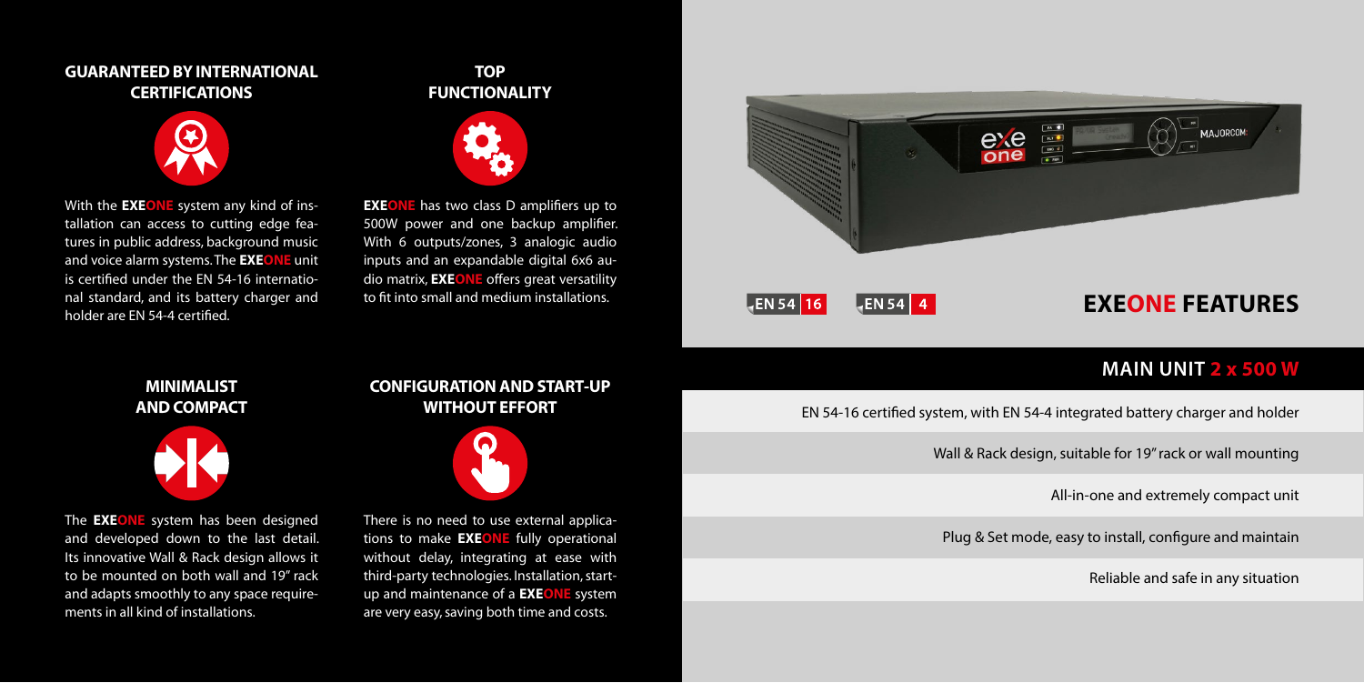## GUARANTEED BY INTERNATIONAL CERTIFICATIONS

With the **EXEONE** system any kind of installation can access to cutting edge features in public address, background music and voice alarm systems. The **EXEONE** unit is certified under the EN 54-16 international standard, and its battery charger and holder are EN 54-4 certified.

## TOP FUNCTIONALITY

**EXEONE** has two class D amplifiers up to 500W power and one backup amplifier. With 6 outputs/zones, 3 analogic audio inputs and an expandable digital 6x6 audio matrix, **EXEONE** offers great versatility to fit into small and medium installations.

## MINIMALIST AND COMPACT

The **EXEONE** system has been designed and developed down to the last detail. Its innovative Wall & Rack design allows it to be mounted on both wall and 19" rack and adapts smoothly to any space requirements in all kind of installations.

## CONFIGURATION AND START-UP WITHOUT EFFORT

There is no need to use external applications to make **EXEONE** fully operational without delay, integrating at ease with third-party technologies. Installation, start-up and maintenance of a **EXEONE** system are very easy, saving both time and costs.

EN 54 16 EN 54 4

# EXEONE FEATURES

## MAIN UNIT 2 x 500 W

- EN 54-16 certified system, with EN 54-4 integrated battery charger and holder
- Wall & Rack design, suitable for 19" rack or wall mounting
- All-in-one and extremely compact unit
- Plug & Set mode, easy to install, configure and maintain
- Reliable and safe in any situation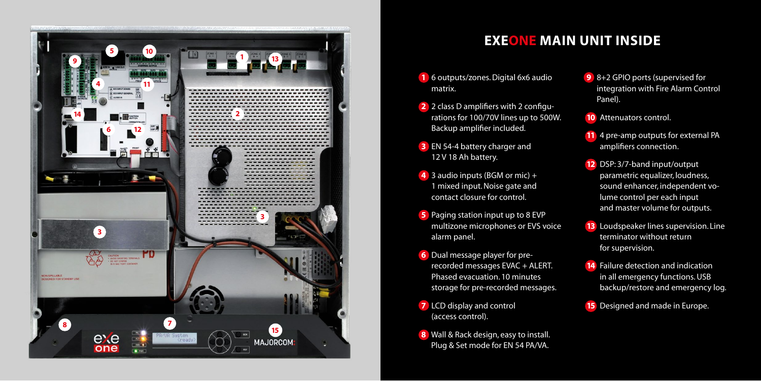## EXEONE MAIN UNIT INSIDE

1. 6 outputs/zones. Digital 6x6 audio matrix.
2. 2 class D amplifiers with 2 configurations for 100/70V lines up to 500W. Backup amplifier included.
3. EN 54-4 battery charger and 12 V 18 Ah battery.
4. 3 audio inputs (BGM or mic) + 1 mixed input. Noise gate and contact closure for control.
5. Paging station input up to 8 EVP multizone microphones or EVS voice alarm panel.
6. Dual message player for pre-recorded messages EVAC + ALERT. Phased evacuation. 10 minutes storage for pre-recorded messages.
7. LCD display and control (access control).
8. Wall & Rack design, easy to install. Plug & Set mode for EN 54 PA/VA.
9. 8+2 GPIO ports (supervised for integration with Fire Alarm Control Panel).
10. Attenuators control.
11. 4 pre-amp outputs for external PA amplifiers connection.
12. DSP: 3/7-band input/output parametric equalizer, loudness, sound enhancer, independent volume control per each input and master volume for outputs.
13. Loudspeaker lines supervision. Line terminator without return for supervision.
14. Failure detection and indication in all emergency functions. USB backup/restore and emergency log.
15. Designed and made in Europe.